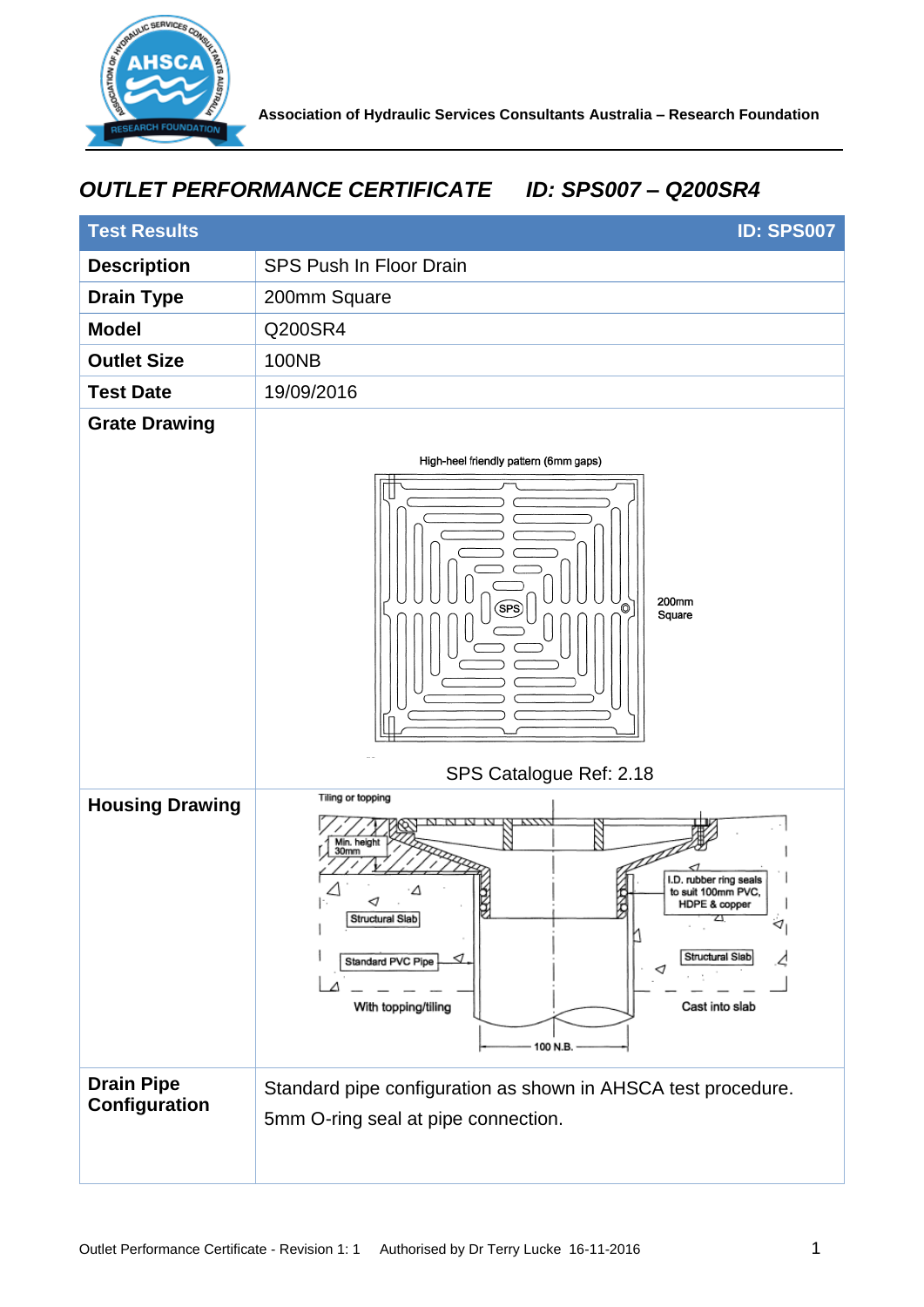Association of Hydraulic Services Consultants Australia – Research Foundation

# OUTLET PERFORMANCE CERTIFICATE    ID: SPS007 – Q200SR4

| Test Results | ID: SPS007 |
|---|---|
| **Description** | SPS Push In Floor Drain |
| **Drain Type** | 200mm Square |
| **Model** | Q200SR4 |
| **Outlet Size** | 100NB |
| **Test Date** | 19/09/2016 |
| **Grate Drawing** | High-heel friendly pattern (6mm gaps)<br>200mm Square<br>SPS Catalogue Ref: 2.18 |
| **Housing Drawing** | Tiling or topping<br>Min. height 30mm<br>Structural Slab<br>Standard PVC Pipe<br>With topping/tiling<br>I.D. rubber ring seals to suit 100mm PVC, HDPE & copper<br>Structural Slab<br>Cast into slab<br>100 N.B. |
| **Drain Pipe Configuration** | Standard pipe configuration as shown in AHSCA test procedure.<br>5mm O-ring seal at pipe connection. |

Outlet Performance Certificate - Revision 1: 1    Authorised by Dr Terry Lucke 16-11-2016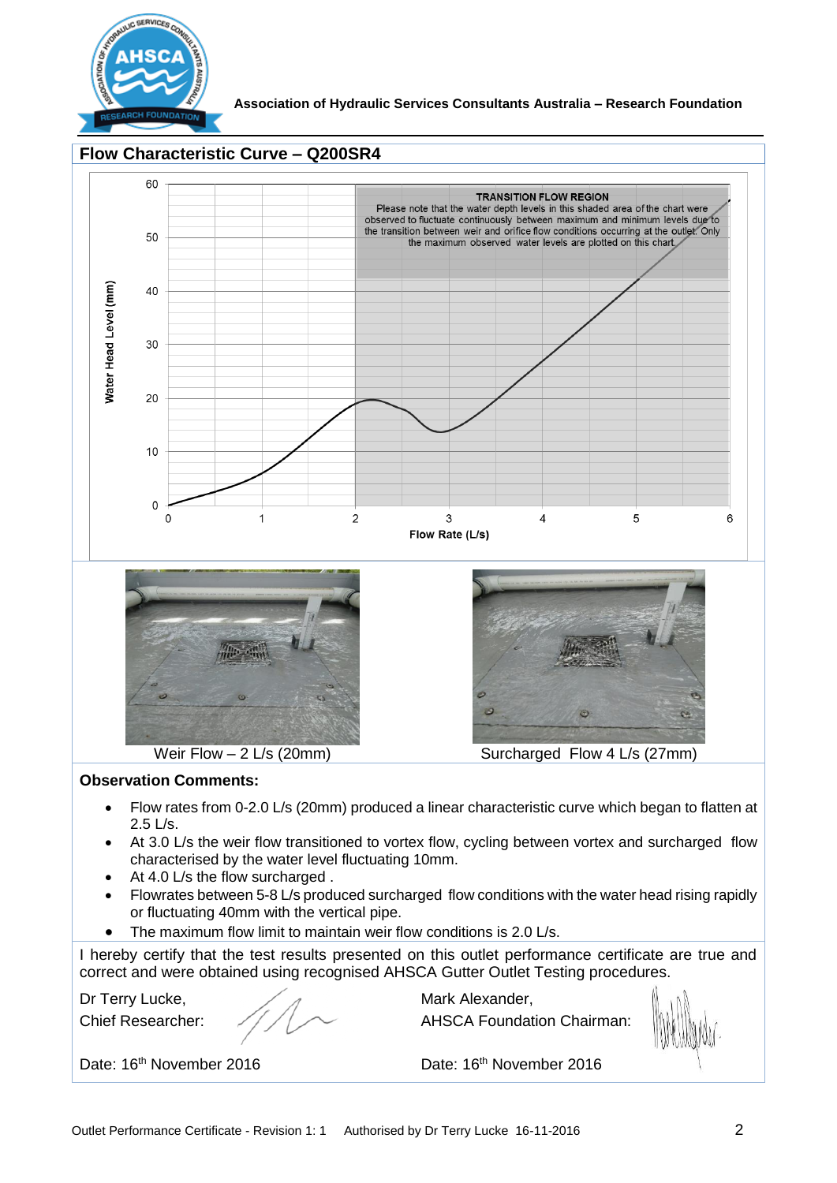Association of Hydraulic Services Consultants Australia – Research Foundation

## Flow Characteristic Curve – Q200SR4

TRANSITION FLOW REGION

Please note that the water depth levels in this shaded area of the chart were observed to fluctuate continuously between maximum and minimum levels due to the transition between weir and orifice flow conditions occurring at the outlet. Only the maximum observed water levels are plotted on this chart.

Water Head Level (mm)

60
50
40
30
20
10
0

0 1 2 3 4 5 6

Flow Rate (L/s)

Weir Flow – 2 L/s (20mm)

Surcharged Flow 4 L/s (27mm)

**Observation Comments:**

- Flow rates from 0-2.0 L/s (20mm) produced a linear characteristic curve which began to flatten at 2.5 L/s.
- At 3.0 L/s the weir flow transitioned to vortex flow, cycling between vortex and surcharged flow characterised by the water level fluctuating 10mm.
- At 4.0 L/s the flow surcharged .
- Flowrates between 5-8 L/s produced surcharged flow conditions with the water head rising rapidly or fluctuating 40mm with the vertical pipe.
- The maximum flow limit to maintain weir flow conditions is 2.0 L/s.

I hereby certify that the test results presented on this outlet performance certificate are true and correct and were obtained using recognised AHSCA Gutter Outlet Testing procedures.

Dr Terry Lucke,
Chief Researcher:

Date: 16th November 2016

Mark Alexander,
AHSCA Foundation Chairman:

Date: 16th November 2016

Outlet Performance Certificate - Revision 1: 1 Authorised by Dr Terry Lucke 16-11-2016